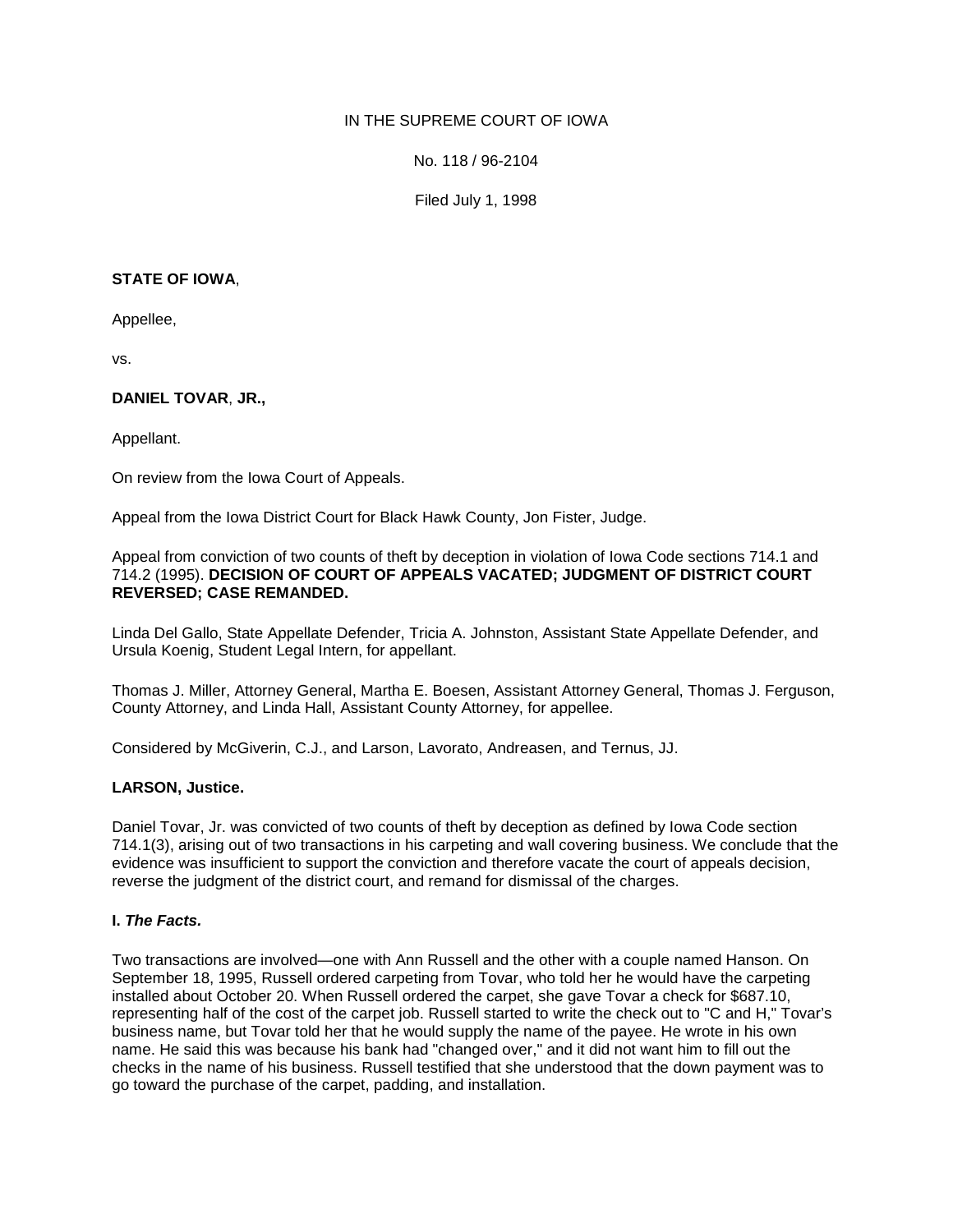IN THE SUPREME COURT OF IOWA

No. 118 / 96-2104

Filed July 1, 1998

**STATE OF IOWA**,

Appellee,

vs.

**DANIEL TOVAR**, **JR.,**

Appellant.

On review from the Iowa Court of Appeals.

Appeal from the Iowa District Court for Black Hawk County, Jon Fister, Judge.

Appeal from conviction of two counts of theft by deception in violation of Iowa Code sections 714.1 and 714.2 (1995). **DECISION OF COURT OF APPEALS VACATED; JUDGMENT OF DISTRICT COURT REVERSED; CASE REMANDED.**

Linda Del Gallo, State Appellate Defender, Tricia A. Johnston, Assistant State Appellate Defender, and Ursula Koenig, Student Legal Intern, for appellant.

Thomas J. Miller, Attorney General, Martha E. Boesen, Assistant Attorney General, Thomas J. Ferguson, County Attorney, and Linda Hall, Assistant County Attorney, for appellee.

Considered by McGiverin, C.J., and Larson, Lavorato, Andreasen, and Ternus, JJ.

**LARSON, Justice.**

Daniel Tovar, Jr. was convicted of two counts of theft by deception as defined by Iowa Code section 714.1(3), arising out of two transactions in his carpeting and wall covering business. We conclude that the evidence was insufficient to support the conviction and therefore vacate the court of appeals decision, reverse the judgment of the district court, and remand for dismissal of the charges.

**I. *The Facts.***

Two transactions are involved—one with Ann Russell and the other with a couple named Hanson. On September 18, 1995, Russell ordered carpeting from Tovar, who told her he would have the carpeting installed about October 20. When Russell ordered the carpet, she gave Tovar a check for $687.10, representing half of the cost of the carpet job. Russell started to write the check out to "C and H," Tovar's business name, but Tovar told her that he would supply the name of the payee. He wrote in his own name. He said this was because his bank had "changed over," and it did not want him to fill out the checks in the name of his business. Russell testified that she understood that the down payment was to go toward the purchase of the carpet, padding, and installation.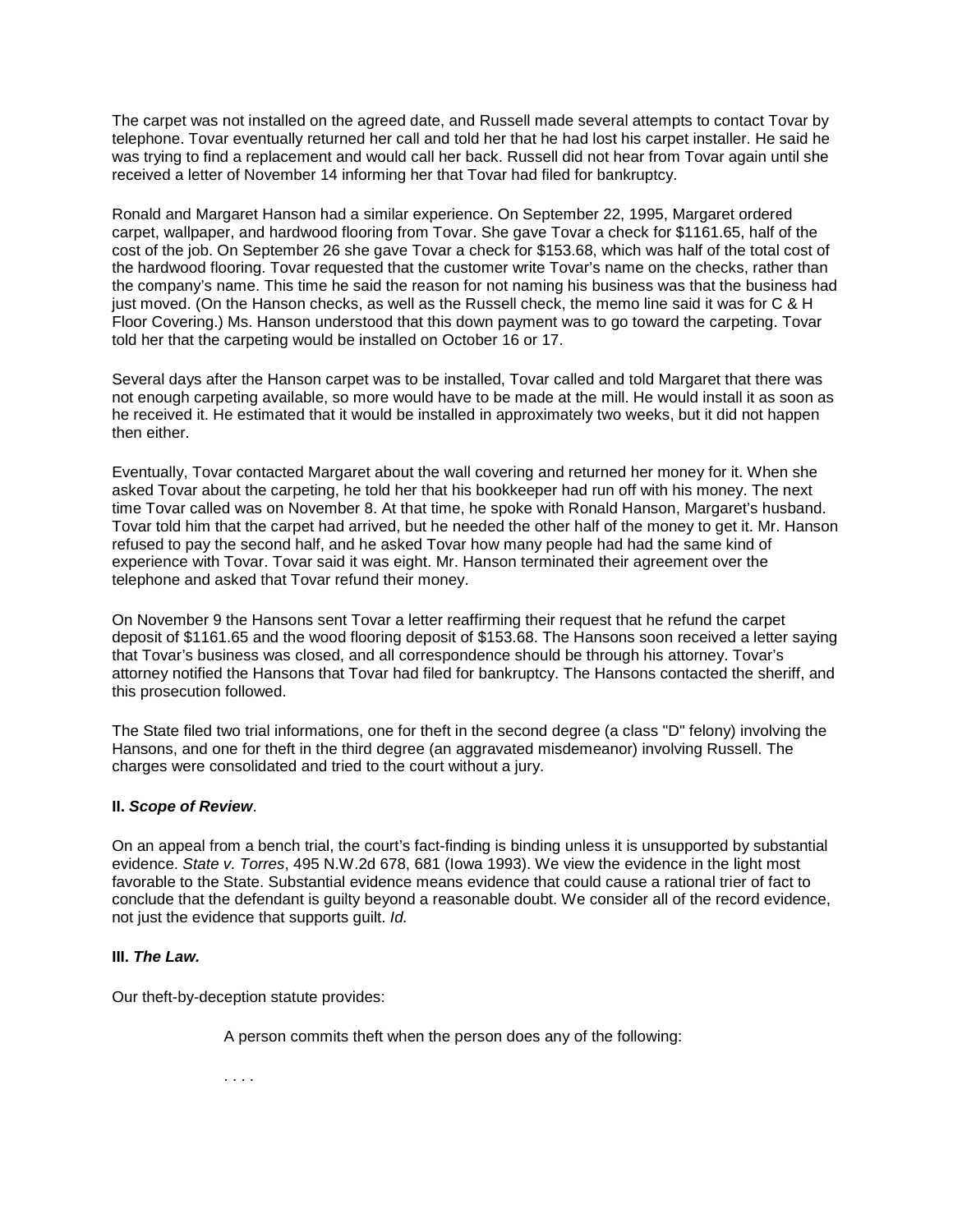The carpet was not installed on the agreed date, and Russell made several attempts to contact Tovar by telephone. Tovar eventually returned her call and told her that he had lost his carpet installer. He said he was trying to find a replacement and would call her back. Russell did not hear from Tovar again until she received a letter of November 14 informing her that Tovar had filed for bankruptcy.

Ronald and Margaret Hanson had a similar experience. On September 22, 1995, Margaret ordered carpet, wallpaper, and hardwood flooring from Tovar. She gave Tovar a check for $1161.65, half of the cost of the job. On September 26 she gave Tovar a check for $153.68, which was half of the total cost of the hardwood flooring. Tovar requested that the customer write Tovar's name on the checks, rather than the company's name. This time he said the reason for not naming his business was that the business had just moved. (On the Hanson checks, as well as the Russell check, the memo line said it was for C & H Floor Covering.) Ms. Hanson understood that this down payment was to go toward the carpeting. Tovar told her that the carpeting would be installed on October 16 or 17.

Several days after the Hanson carpet was to be installed, Tovar called and told Margaret that there was not enough carpeting available, so more would have to be made at the mill. He would install it as soon as he received it. He estimated that it would be installed in approximately two weeks, but it did not happen then either.

Eventually, Tovar contacted Margaret about the wall covering and returned her money for it. When she asked Tovar about the carpeting, he told her that his bookkeeper had run off with his money. The next time Tovar called was on November 8. At that time, he spoke with Ronald Hanson, Margaret's husband. Tovar told him that the carpet had arrived, but he needed the other half of the money to get it. Mr. Hanson refused to pay the second half, and he asked Tovar how many people had had the same kind of experience with Tovar. Tovar said it was eight. Mr. Hanson terminated their agreement over the telephone and asked that Tovar refund their money.

On November 9 the Hansons sent Tovar a letter reaffirming their request that he refund the carpet deposit of $1161.65 and the wood flooring deposit of $153.68. The Hansons soon received a letter saying that Tovar's business was closed, and all correspondence should be through his attorney. Tovar's attorney notified the Hansons that Tovar had filed for bankruptcy. The Hansons contacted the sheriff, and this prosecution followed.

The State filed two trial informations, one for theft in the second degree (a class "D" felony) involving the Hansons, and one for theft in the third degree (an aggravated misdemeanor) involving Russell. The charges were consolidated and tried to the court without a jury.

**II. *Scope of Review*.**

On an appeal from a bench trial, the court's fact-finding is binding unless it is unsupported by substantial evidence. *State v. Torres*, 495 N.W.2d 678, 681 (Iowa 1993). We view the evidence in the light most favorable to the State. Substantial evidence means evidence that could cause a rational trier of fact to conclude that the defendant is guilty beyond a reasonable doubt. We consider all of the record evidence, not just the evidence that supports guilt. *Id.*

**III. *The Law.***

Our theft-by-deception statute provides:

> A person commits theft when the person does any of the following:
>
> . . . .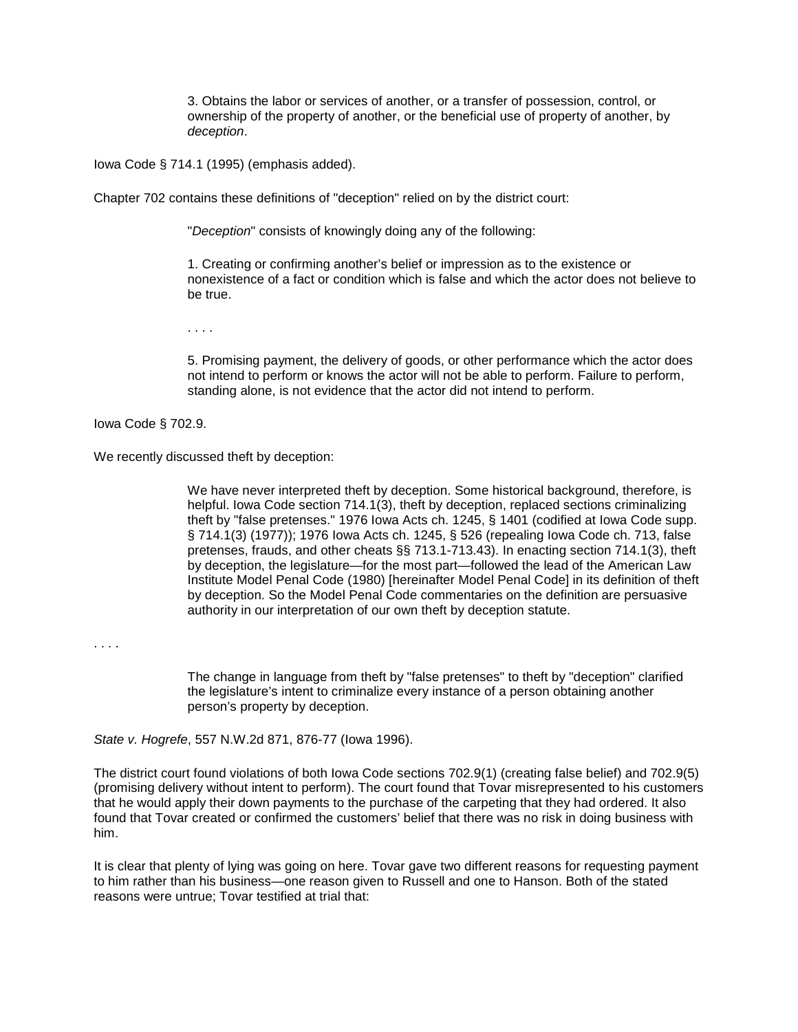> 3. Obtains the labor or services of another, or a transfer of possession, control, or ownership of the property of another, or the beneficial use of property of another, by *deception*.

Iowa Code § 714.1 (1995) (emphasis added).

Chapter 702 contains these definitions of "deception" relied on by the district court:

> "*Deception*" consists of knowingly doing any of the following:
>
> 1. Creating or confirming another's belief or impression as to the existence or nonexistence of a fact or condition which is false and which the actor does not believe to be true.
>
> . . . .
>
> 5. Promising payment, the delivery of goods, or other performance which the actor does not intend to perform or knows the actor will not be able to perform. Failure to perform, standing alone, is not evidence that the actor did not intend to perform.

Iowa Code § 702.9.

We recently discussed theft by deception:

> We have never interpreted theft by deception. Some historical background, therefore, is helpful. Iowa Code section 714.1(3), theft by deception, replaced sections criminalizing theft by "false pretenses." 1976 Iowa Acts ch. 1245, § 1401 (codified at Iowa Code supp. § 714.1(3) (1977)); 1976 Iowa Acts ch. 1245, § 526 (repealing Iowa Code ch. 713, false pretenses, frauds, and other cheats §§ 713.1-713.43). In enacting section 714.1(3), theft by deception, the legislature—for the most part—followed the lead of the American Law Institute Model Penal Code (1980) [hereinafter Model Penal Code] in its definition of theft by deception. So the Model Penal Code commentaries on the definition are persuasive authority in our interpretation of our own theft by deception statute.

. . . .

> The change in language from theft by "false pretenses" to theft by "deception" clarified the legislature's intent to criminalize every instance of a person obtaining another person's property by deception.

*State v. Hogrefe*, 557 N.W.2d 871, 876-77 (Iowa 1996).

The district court found violations of both Iowa Code sections 702.9(1) (creating false belief) and 702.9(5) (promising delivery without intent to perform). The court found that Tovar misrepresented to his customers that he would apply their down payments to the purchase of the carpeting that they had ordered. It also found that Tovar created or confirmed the customers' belief that there was no risk in doing business with him.

It is clear that plenty of lying was going on here. Tovar gave two different reasons for requesting payment to him rather than his business—one reason given to Russell and one to Hanson. Both of the stated reasons were untrue; Tovar testified at trial that: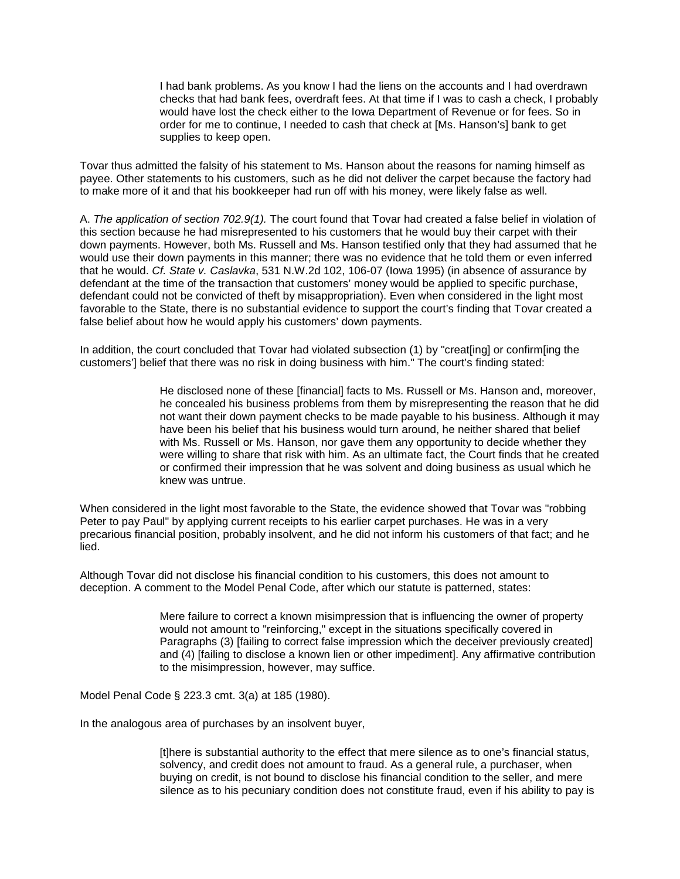> I had bank problems. As you know I had the liens on the accounts and I had overdrawn checks that had bank fees, overdraft fees. At that time if I was to cash a check, I probably would have lost the check either to the Iowa Department of Revenue or for fees. So in order for me to continue, I needed to cash that check at [Ms. Hanson's] bank to get supplies to keep open.

Tovar thus admitted the falsity of his statement to Ms. Hanson about the reasons for naming himself as payee. Other statements to his customers, such as he did not deliver the carpet because the factory had to make more of it and that his bookkeeper had run off with his money, were likely false as well.

A. *The application of section 702.9(1).* The court found that Tovar had created a false belief in violation of this section because he had misrepresented to his customers that he would buy their carpet with their down payments. However, both Ms. Russell and Ms. Hanson testified only that they had assumed that he would use their down payments in this manner; there was no evidence that he told them or even inferred that he would. *Cf. State v. Caslavka*, 531 N.W.2d 102, 106-07 (Iowa 1995) (in absence of assurance by defendant at the time of the transaction that customers' money would be applied to specific purchase, defendant could not be convicted of theft by misappropriation). Even when considered in the light most favorable to the State, there is no substantial evidence to support the court's finding that Tovar created a false belief about how he would apply his customers' down payments.

In addition, the court concluded that Tovar had violated subsection (1) by "creat[ing] or confirm[ing the customers'] belief that there was no risk in doing business with him." The court's finding stated:

> He disclosed none of these [financial] facts to Ms. Russell or Ms. Hanson and, moreover, he concealed his business problems from them by misrepresenting the reason that he did not want their down payment checks to be made payable to his business. Although it may have been his belief that his business would turn around, he neither shared that belief with Ms. Russell or Ms. Hanson, nor gave them any opportunity to decide whether they were willing to share that risk with him. As an ultimate fact, the Court finds that he created or confirmed their impression that he was solvent and doing business as usual which he knew was untrue.

When considered in the light most favorable to the State, the evidence showed that Tovar was "robbing Peter to pay Paul" by applying current receipts to his earlier carpet purchases. He was in a very precarious financial position, probably insolvent, and he did not inform his customers of that fact; and he lied.

Although Tovar did not disclose his financial condition to his customers, this does not amount to deception. A comment to the Model Penal Code, after which our statute is patterned, states:

> Mere failure to correct a known misimpression that is influencing the owner of property would not amount to "reinforcing," except in the situations specifically covered in Paragraphs (3) [failing to correct false impression which the deceiver previously created] and (4) [failing to disclose a known lien or other impediment]. Any affirmative contribution to the misimpression, however, may suffice.

Model Penal Code § 223.3 cmt. 3(a) at 185 (1980).

In the analogous area of purchases by an insolvent buyer,

> [t]here is substantial authority to the effect that mere silence as to one's financial status, solvency, and credit does not amount to fraud. As a general rule, a purchaser, when buying on credit, is not bound to disclose his financial condition to the seller, and mere silence as to his pecuniary condition does not constitute fraud, even if his ability to pay is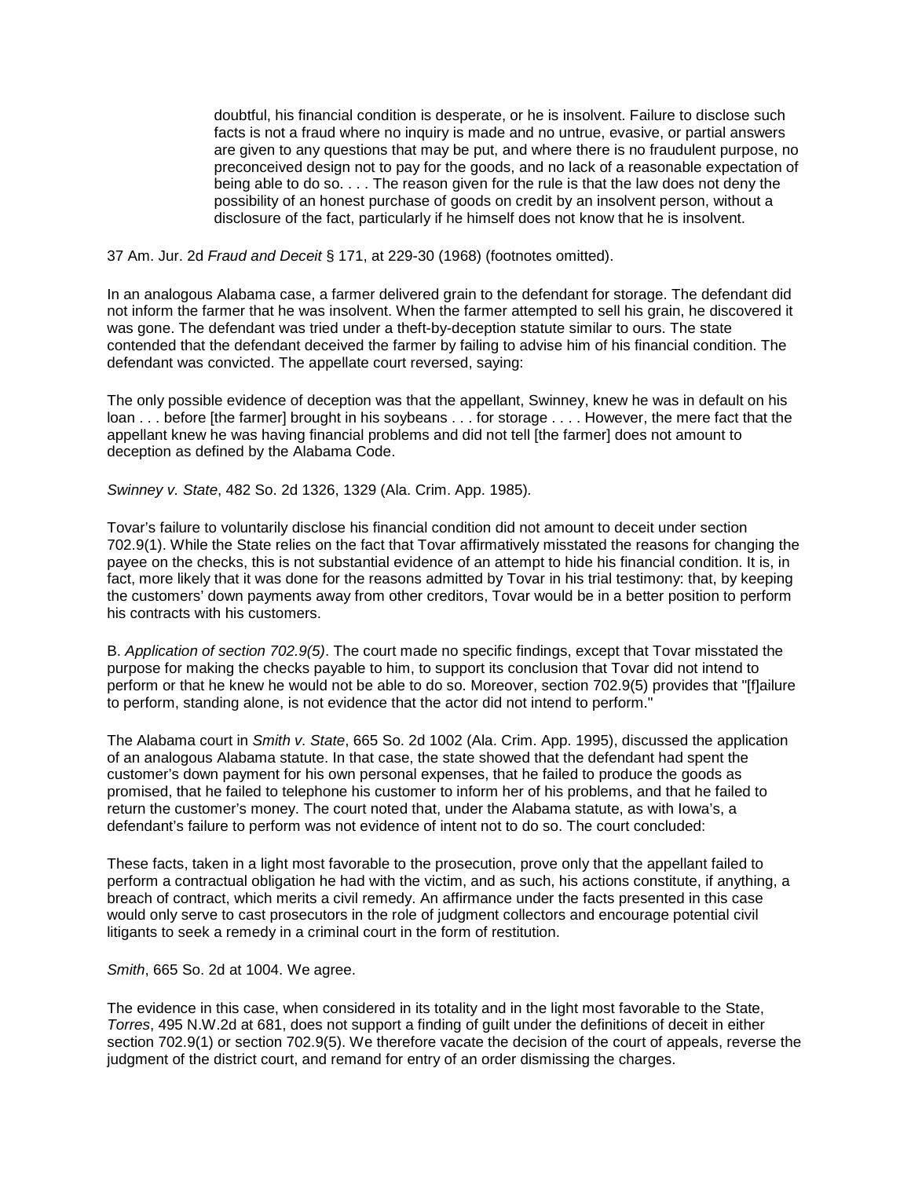> doubtful, his financial condition is desperate, or he is insolvent. Failure to disclose such facts is not a fraud where no inquiry is made and no untrue, evasive, or partial answers are given to any questions that may be put, and where there is no fraudulent purpose, no preconceived design not to pay for the goods, and no lack of a reasonable expectation of being able to do so. . . . The reason given for the rule is that the law does not deny the possibility of an honest purchase of goods on credit by an insolvent person, without a disclosure of the fact, particularly if he himself does not know that he is insolvent.

37 Am. Jur. 2d *Fraud and Deceit* § 171, at 229-30 (1968) (footnotes omitted).

In an analogous Alabama case, a farmer delivered grain to the defendant for storage. The defendant did not inform the farmer that he was insolvent. When the farmer attempted to sell his grain, he discovered it was gone. The defendant was tried under a theft-by-deception statute similar to ours. The state contended that the defendant deceived the farmer by failing to advise him of his financial condition. The defendant was convicted. The appellate court reversed, saying:

The only possible evidence of deception was that the appellant, Swinney, knew he was in default on his loan . . . before [the farmer] brought in his soybeans . . . for storage . . . . However, the mere fact that the appellant knew he was having financial problems and did not tell [the farmer] does not amount to deception as defined by the Alabama Code.

*Swinney v. State*, 482 So. 2d 1326, 1329 (Ala. Crim. App. 1985).

Tovar's failure to voluntarily disclose his financial condition did not amount to deceit under section 702.9(1). While the State relies on the fact that Tovar affirmatively misstated the reasons for changing the payee on the checks, this is not substantial evidence of an attempt to hide his financial condition. It is, in fact, more likely that it was done for the reasons admitted by Tovar in his trial testimony: that, by keeping the customers' down payments away from other creditors, Tovar would be in a better position to perform his contracts with his customers.

B. *Application of section 702.9(5)*. The court made no specific findings, except that Tovar misstated the purpose for making the checks payable to him, to support its conclusion that Tovar did not intend to perform or that he knew he would not be able to do so. Moreover, section 702.9(5) provides that "[f]ailure to perform, standing alone, is not evidence that the actor did not intend to perform."

The Alabama court in *Smith v. State*, 665 So. 2d 1002 (Ala. Crim. App. 1995), discussed the application of an analogous Alabama statute. In that case, the state showed that the defendant had spent the customer's down payment for his own personal expenses, that he failed to produce the goods as promised, that he failed to telephone his customer to inform her of his problems, and that he failed to return the customer's money. The court noted that, under the Alabama statute, as with Iowa's, a defendant's failure to perform was not evidence of intent not to do so. The court concluded:

These facts, taken in a light most favorable to the prosecution, prove only that the appellant failed to perform a contractual obligation he had with the victim, and as such, his actions constitute, if anything, a breach of contract, which merits a civil remedy. An affirmance under the facts presented in this case would only serve to cast prosecutors in the role of judgment collectors and encourage potential civil litigants to seek a remedy in a criminal court in the form of restitution.

*Smith*, 665 So. 2d at 1004. We agree.

The evidence in this case, when considered in its totality and in the light most favorable to the State, *Torres*, 495 N.W.2d at 681, does not support a finding of guilt under the definitions of deceit in either section 702.9(1) or section 702.9(5). We therefore vacate the decision of the court of appeals, reverse the judgment of the district court, and remand for entry of an order dismissing the charges.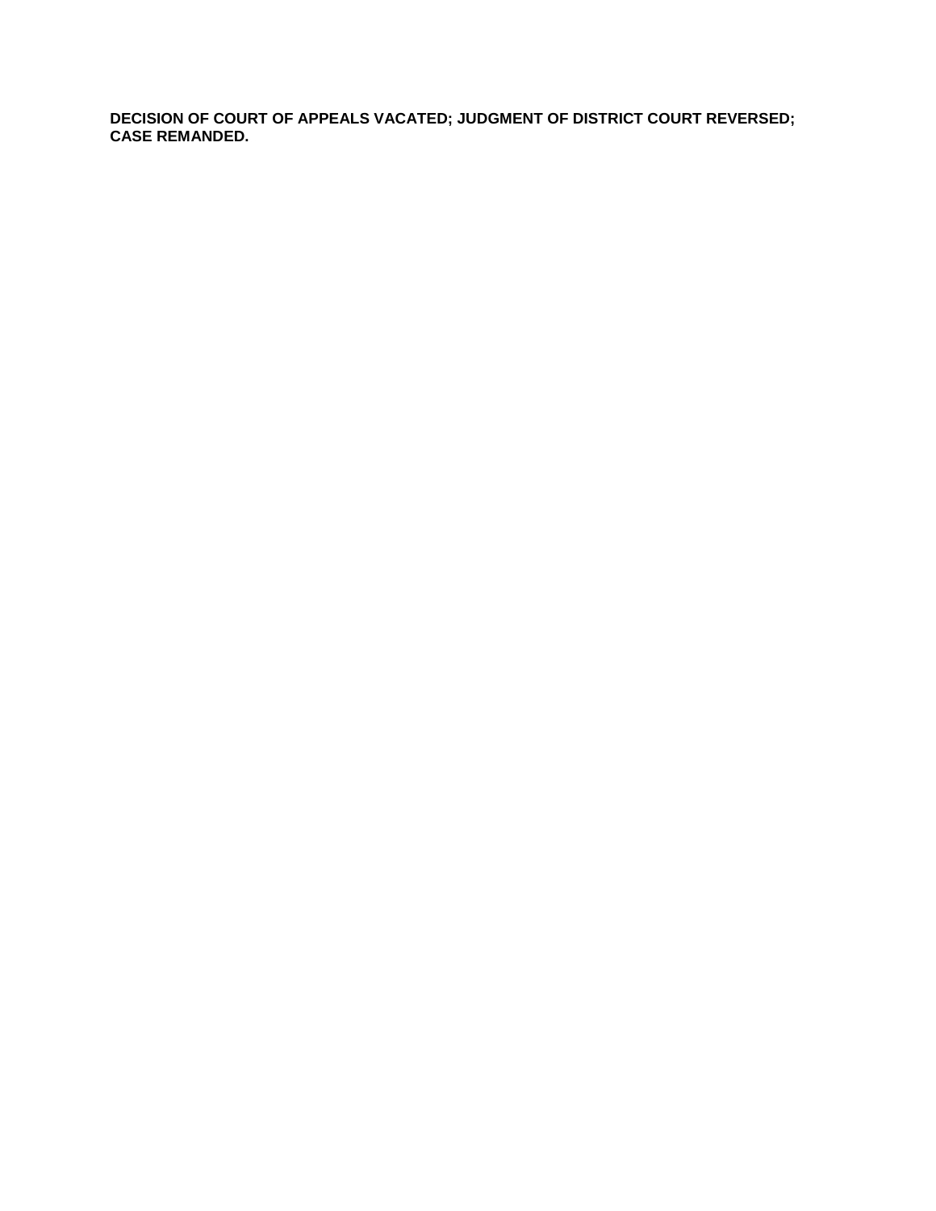**DECISION OF COURT OF APPEALS VACATED; JUDGMENT OF DISTRICT COURT REVERSED; CASE REMANDED.**